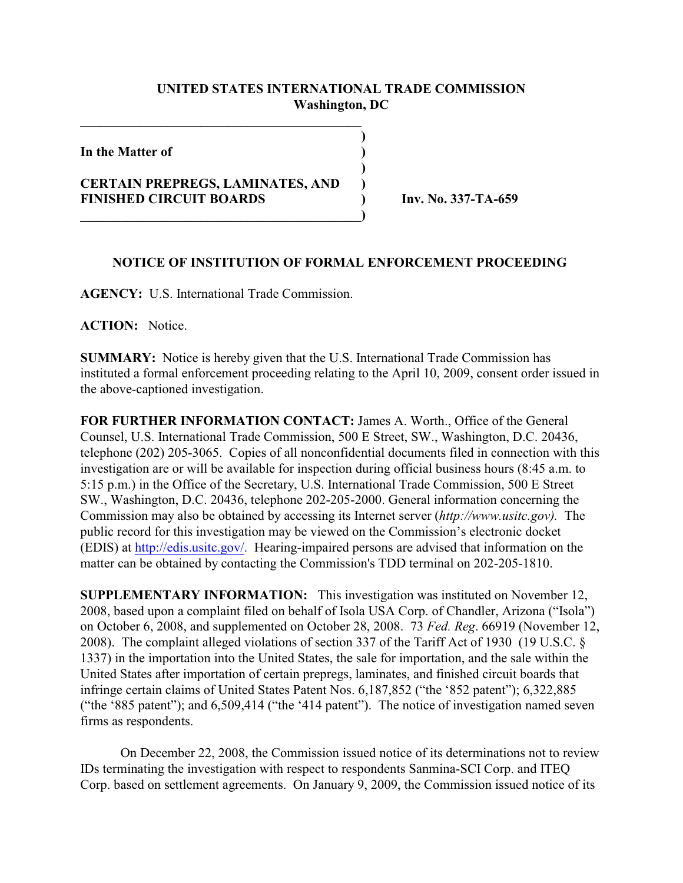**UNITED STATES INTERNATIONAL TRADE COMMISSION**
**Washington, DC**

**In the Matter of**

**CERTAIN PREPREGS, LAMINATES, AND FINISHED CIRCUIT BOARDS**

**Inv. No. 337-TA-659**

**NOTICE OF INSTITUTION OF FORMAL ENFORCEMENT PROCEEDING**

**AGENCY:** U.S. International Trade Commission.

**ACTION:** Notice.

**SUMMARY:** Notice is hereby given that the U.S. International Trade Commission has instituted a formal enforcement proceeding relating to the April 10, 2009, consent order issued in the above-captioned investigation.

**FOR FURTHER INFORMATION CONTACT:** James A. Worth., Office of the General Counsel, U.S. International Trade Commission, 500 E Street, SW., Washington, D.C. 20436, telephone (202) 205-3065. Copies of all nonconfidential documents filed in connection with this investigation are or will be available for inspection during official business hours (8:45 a.m. to 5:15 p.m.) in the Office of the Secretary, U.S. International Trade Commission, 500 E Street SW., Washington, D.C. 20436, telephone 202-205-2000. General information concerning the Commission may also be obtained by accessing its Internet server (*http://www.usitc.gov).* The public record for this investigation may be viewed on the Commission's electronic docket (EDIS) at http://edis.usitc.gov/. Hearing-impaired persons are advised that information on the matter can be obtained by contacting the Commission's TDD terminal on 202-205-1810.

**SUPPLEMENTARY INFORMATION:** This investigation was instituted on November 12, 2008, based upon a complaint filed on behalf of Isola USA Corp. of Chandler, Arizona ("Isola") on October 6, 2008, and supplemented on October 28, 2008. 73 *Fed. Reg*. 66919 (November 12, 2008). The complaint alleged violations of section 337 of the Tariff Act of 1930 (19 U.S.C. § 1337) in the importation into the United States, the sale for importation, and the sale within the United States after importation of certain prepregs, laminates, and finished circuit boards that infringe certain claims of United States Patent Nos. 6,187,852 ("the '852 patent"); 6,322,885 ("the '885 patent"); and 6,509,414 ("the '414 patent"). The notice of investigation named seven firms as respondents.

On December 22, 2008, the Commission issued notice of its determinations not to review IDs terminating the investigation with respect to respondents Sanmina-SCI Corp. and ITEQ Corp. based on settlement agreements. On January 9, 2009, the Commission issued notice of its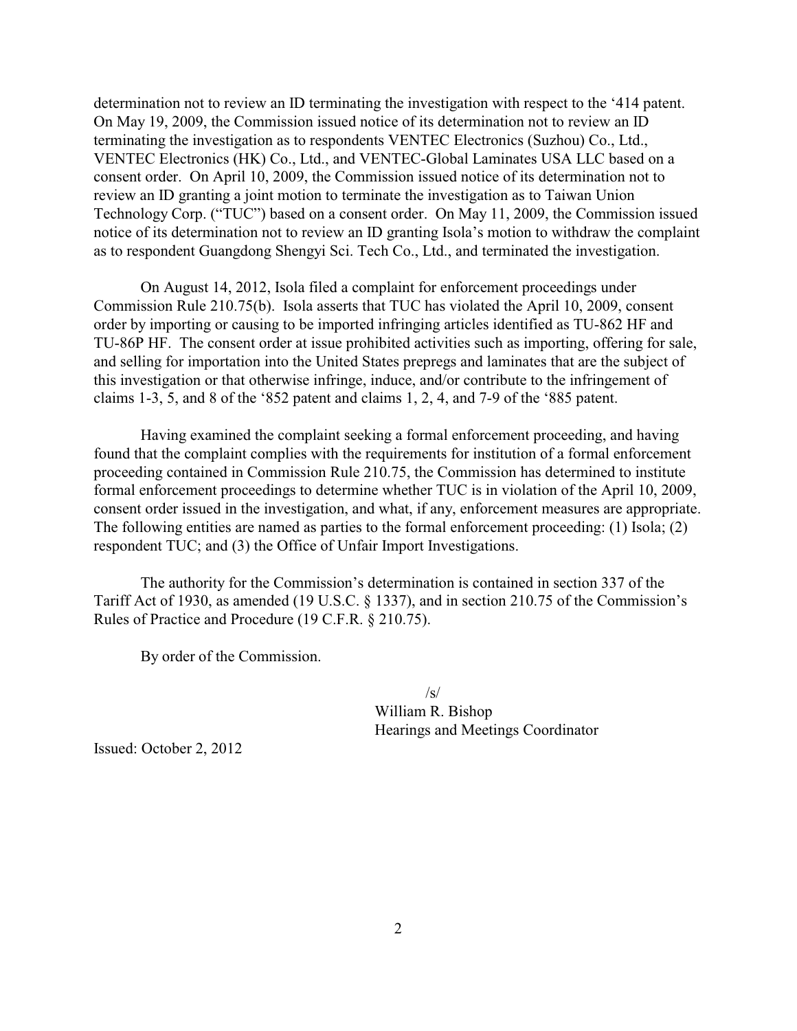determination not to review an ID terminating the investigation with respect to the '414 patent. On May 19, 2009, the Commission issued notice of its determination not to review an ID terminating the investigation as to respondents VENTEC Electronics (Suzhou) Co., Ltd., VENTEC Electronics (HK) Co., Ltd., and VENTEC-Global Laminates USA LLC based on a consent order. On April 10, 2009, the Commission issued notice of its determination not to review an ID granting a joint motion to terminate the investigation as to Taiwan Union Technology Corp. ("TUC") based on a consent order. On May 11, 2009, the Commission issued notice of its determination not to review an ID granting Isola's motion to withdraw the complaint as to respondent Guangdong Shengyi Sci. Tech Co., Ltd., and terminated the investigation.

On August 14, 2012, Isola filed a complaint for enforcement proceedings under Commission Rule 210.75(b). Isola asserts that TUC has violated the April 10, 2009, consent order by importing or causing to be imported infringing articles identified as TU-862 HF and TU-86P HF. The consent order at issue prohibited activities such as importing, offering for sale, and selling for importation into the United States prepregs and laminates that are the subject of this investigation or that otherwise infringe, induce, and/or contribute to the infringement of claims 1-3, 5, and 8 of the '852 patent and claims 1, 2, 4, and 7-9 of the '885 patent.

Having examined the complaint seeking a formal enforcement proceeding, and having found that the complaint complies with the requirements for institution of a formal enforcement proceeding contained in Commission Rule 210.75, the Commission has determined to institute formal enforcement proceedings to determine whether TUC is in violation of the April 10, 2009, consent order issued in the investigation, and what, if any, enforcement measures are appropriate. The following entities are named as parties to the formal enforcement proceeding: (1) Isola; (2) respondent TUC; and (3) the Office of Unfair Import Investigations.

The authority for the Commission's determination is contained in section 337 of the Tariff Act of 1930, as amended (19 U.S.C. § 1337), and in section 210.75 of the Commission's Rules of Practice and Procedure (19 C.F.R. § 210.75).

By order of the Commission.

/s/
William R. Bishop
Hearings and Meetings Coordinator

Issued: October 2, 2012